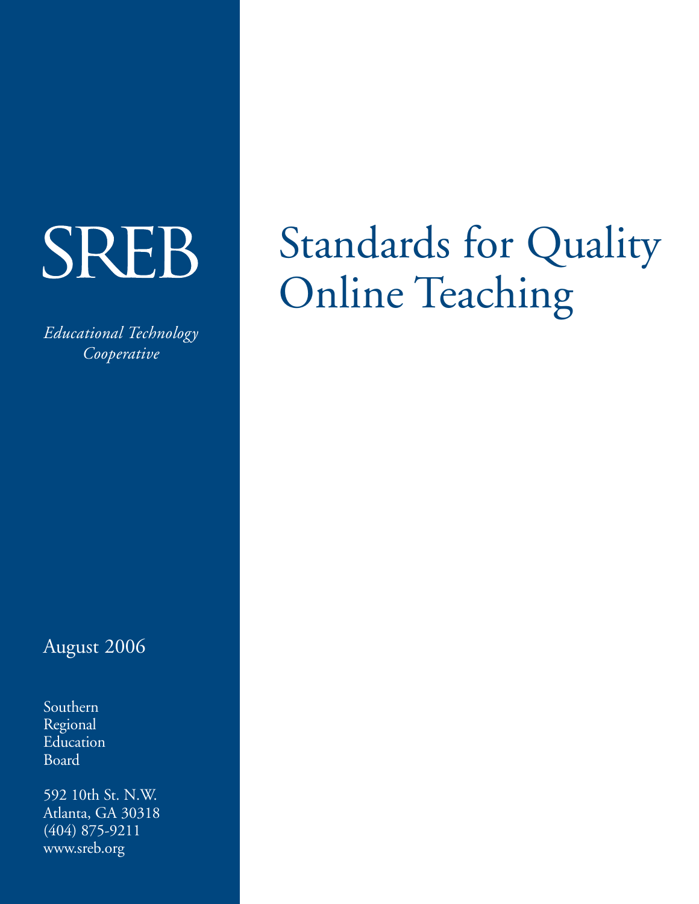# Standards for Quality Online Teaching

SREB

*Educational Technology Cooperative*

August 2006

Southern
Regional
Education
Board

592 10th St. N.W.
Atlanta, GA 30318
(404) 875-9211
www.sreb.org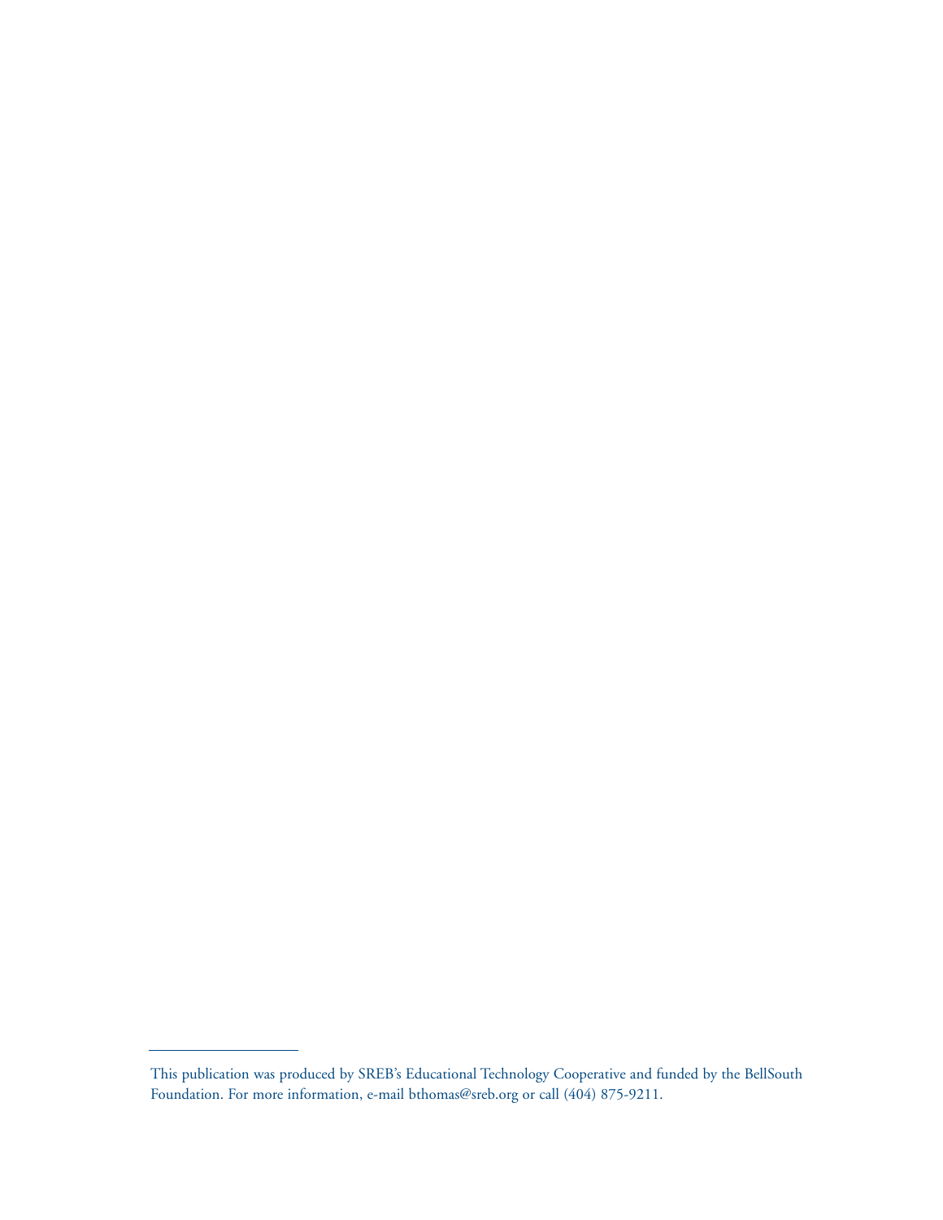---

This publication was produced by SREB's Educational Technology Cooperative and funded by the BellSouth Foundation. For more information, e-mail bthomas@sreb.org or call (404) 875-9211.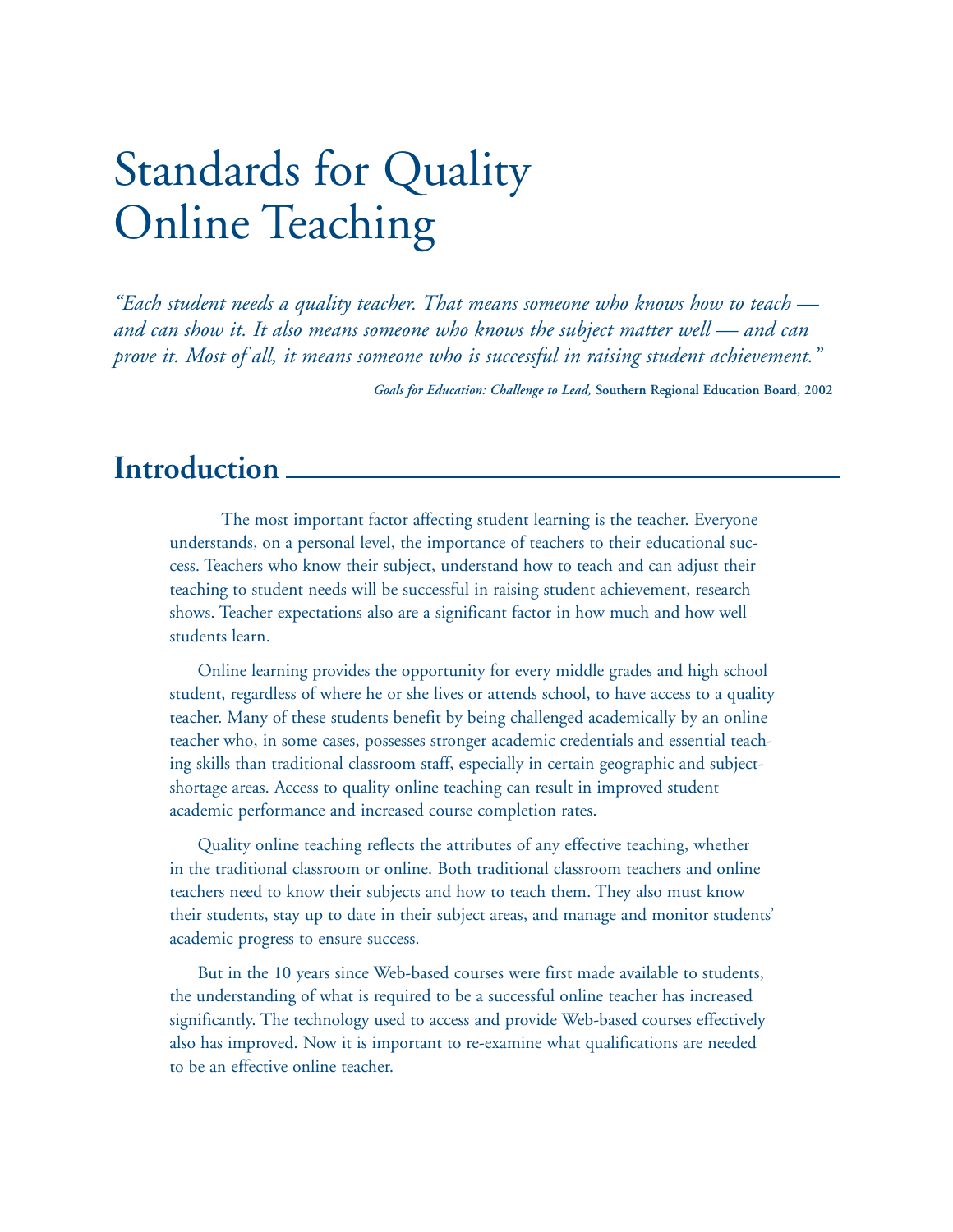# Standards for Quality Online Teaching

*"Each student needs a quality teacher. That means someone who knows how to teach — and can show it. It also means someone who knows the subject matter well — and can prove it. Most of all, it means someone who is successful in raising student achievement."*

***Goals for Education: Challenge to Lead,* Southern Regional Education Board, 2002**

## Introduction

The most important factor affecting student learning is the teacher. Everyone understands, on a personal level, the importance of teachers to their educational success. Teachers who know their subject, understand how to teach and can adjust their teaching to student needs will be successful in raising student achievement, research shows. Teacher expectations also are a significant factor in how much and how well students learn.

Online learning provides the opportunity for every middle grades and high school student, regardless of where he or she lives or attends school, to have access to a quality teacher. Many of these students benefit by being challenged academically by an online teacher who, in some cases, possesses stronger academic credentials and essential teaching skills than traditional classroom staff, especially in certain geographic and subject-shortage areas. Access to quality online teaching can result in improved student academic performance and increased course completion rates.

Quality online teaching reflects the attributes of any effective teaching, whether in the traditional classroom or online. Both traditional classroom teachers and online teachers need to know their subjects and how to teach them. They also must know their students, stay up to date in their subject areas, and manage and monitor students' academic progress to ensure success.

But in the 10 years since Web-based courses were first made available to students, the understanding of what is required to be a successful online teacher has increased significantly. The technology used to access and provide Web-based courses effectively also has improved. Now it is important to re-examine what qualifications are needed to be an effective online teacher.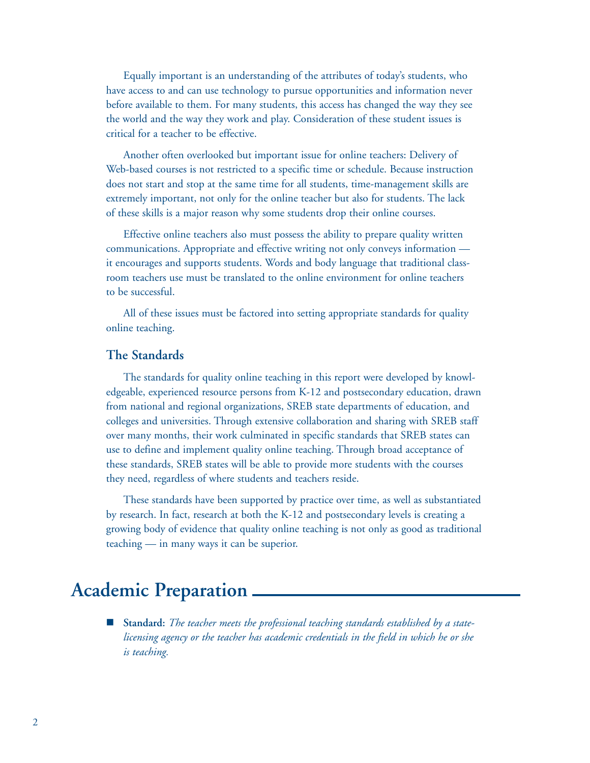Equally important is an understanding of the attributes of today's students, who have access to and can use technology to pursue opportunities and information never before available to them. For many students, this access has changed the way they see the world and the way they work and play. Consideration of these student issues is critical for a teacher to be effective.

Another often overlooked but important issue for online teachers: Delivery of Web-based courses is not restricted to a specific time or schedule. Because instruction does not start and stop at the same time for all students, time-management skills are extremely important, not only for the online teacher but also for students. The lack of these skills is a major reason why some students drop their online courses.

Effective online teachers also must possess the ability to prepare quality written communications. Appropriate and effective writing not only conveys information — it encourages and supports students. Words and body language that traditional classroom teachers use must be translated to the online environment for online teachers to be successful.

All of these issues must be factored into setting appropriate standards for quality online teaching.

### The Standards

The standards for quality online teaching in this report were developed by knowledgeable, experienced resource persons from K-12 and postsecondary education, drawn from national and regional organizations, SREB state departments of education, and colleges and universities. Through extensive collaboration and sharing with SREB staff over many months, their work culminated in specific standards that SREB states can use to define and implement quality online teaching. Through broad acceptance of these standards, SREB states will be able to provide more students with the courses they need, regardless of where students and teachers reside.

These standards have been supported by practice over time, as well as substantiated by research. In fact, research at both the K-12 and postsecondary levels is creating a growing body of evidence that quality online teaching is not only as good as traditional teaching — in many ways it can be superior.

## Academic Preparation

- **Standard:** *The teacher meets the professional teaching standards established by a state-licensing agency or the teacher has academic credentials in the field in which he or she is teaching.*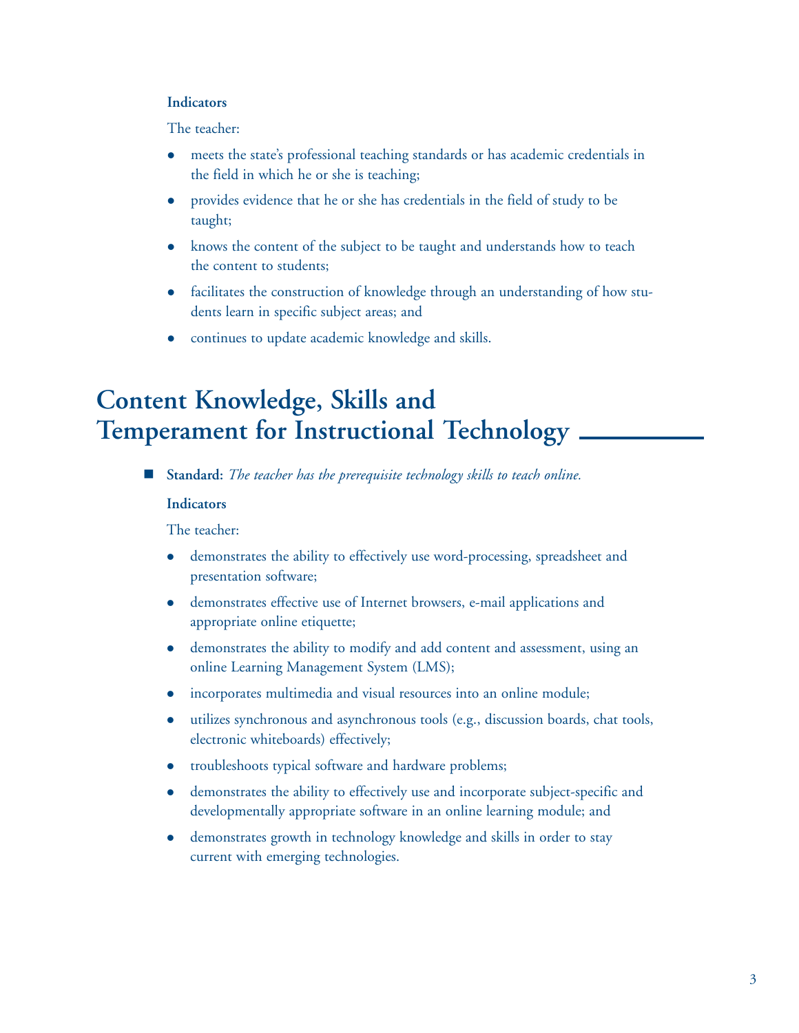**Indicators**

The teacher:

- meets the state's professional teaching standards or has academic credentials in the field in which he or she is teaching;
- provides evidence that he or she has credentials in the field of study to be taught;
- knows the content of the subject to be taught and understands how to teach the content to students;
- facilitates the construction of knowledge through an understanding of how students learn in specific subject areas; and
- continues to update academic knowledge and skills.

## Content Knowledge, Skills and Temperament for Instructional Technology

- **Standard:** *The teacher has the prerequisite technology skills to teach online.*

**Indicators**

The teacher:

- demonstrates the ability to effectively use word-processing, spreadsheet and presentation software;
- demonstrates effective use of Internet browsers, e-mail applications and appropriate online etiquette;
- demonstrates the ability to modify and add content and assessment, using an online Learning Management System (LMS);
- incorporates multimedia and visual resources into an online module;
- utilizes synchronous and asynchronous tools (e.g., discussion boards, chat tools, electronic whiteboards) effectively;
- troubleshoots typical software and hardware problems;
- demonstrates the ability to effectively use and incorporate subject-specific and developmentally appropriate software in an online learning module; and
- demonstrates growth in technology knowledge and skills in order to stay current with emerging technologies.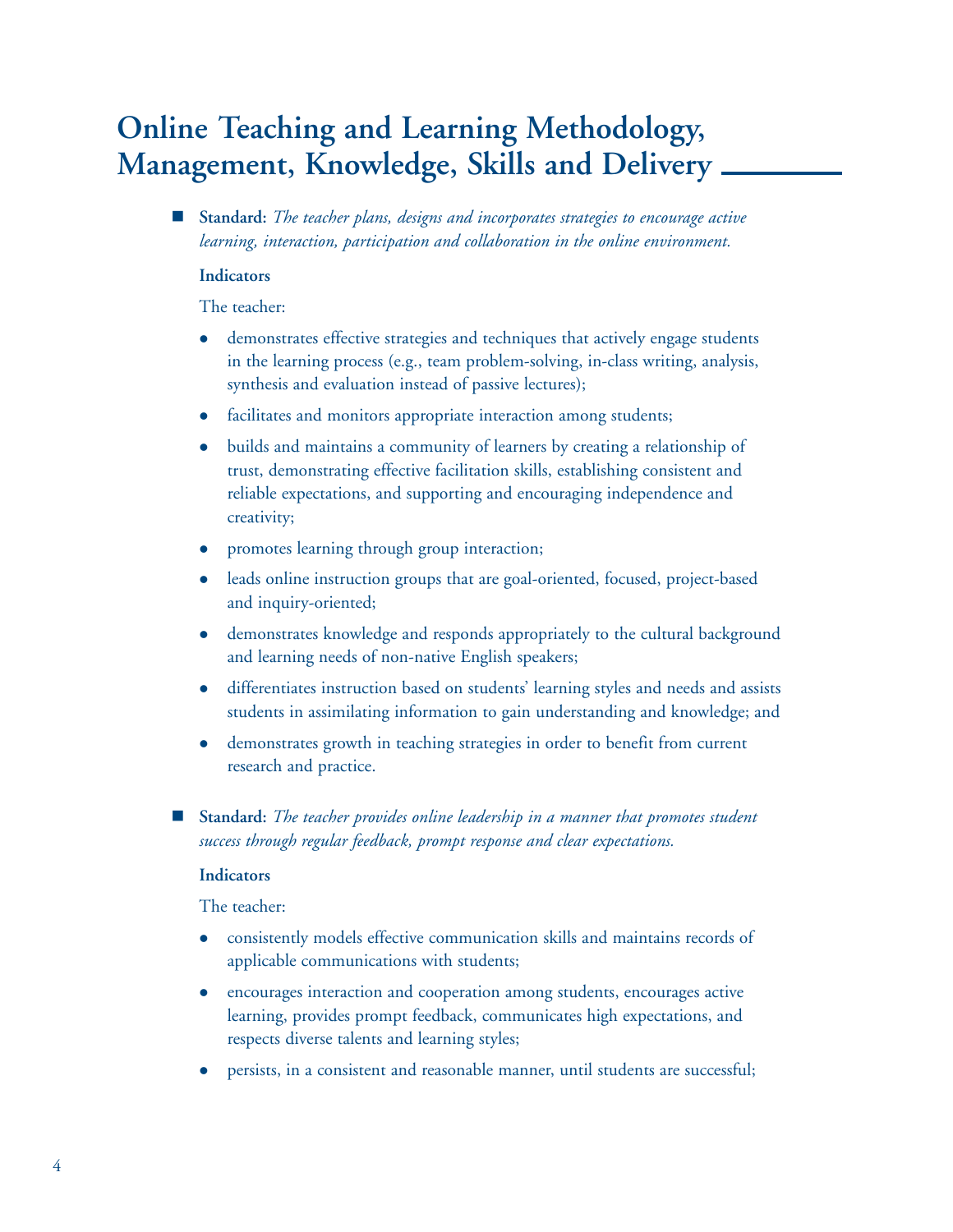# Online Teaching and Learning Methodology, Management, Knowledge, Skills and Delivery

- **Standard:** *The teacher plans, designs and incorporates strategies to encourage active learning, interaction, participation and collaboration in the online environment.*

  **Indicators**

  The teacher:

  - demonstrates effective strategies and techniques that actively engage students in the learning process (e.g., team problem-solving, in-class writing, analysis, synthesis and evaluation instead of passive lectures);
  - facilitates and monitors appropriate interaction among students;
  - builds and maintains a community of learners by creating a relationship of trust, demonstrating effective facilitation skills, establishing consistent and reliable expectations, and supporting and encouraging independence and creativity;
  - promotes learning through group interaction;
  - leads online instruction groups that are goal-oriented, focused, project-based and inquiry-oriented;
  - demonstrates knowledge and responds appropriately to the cultural background and learning needs of non-native English speakers;
  - differentiates instruction based on students' learning styles and needs and assists students in assimilating information to gain understanding and knowledge; and
  - demonstrates growth in teaching strategies in order to benefit from current research and practice.

- **Standard:** *The teacher provides online leadership in a manner that promotes student success through regular feedback, prompt response and clear expectations.*

  **Indicators**

  The teacher:

  - consistently models effective communication skills and maintains records of applicable communications with students;
  - encourages interaction and cooperation among students, encourages active learning, provides prompt feedback, communicates high expectations, and respects diverse talents and learning styles;
  - persists, in a consistent and reasonable manner, until students are successful;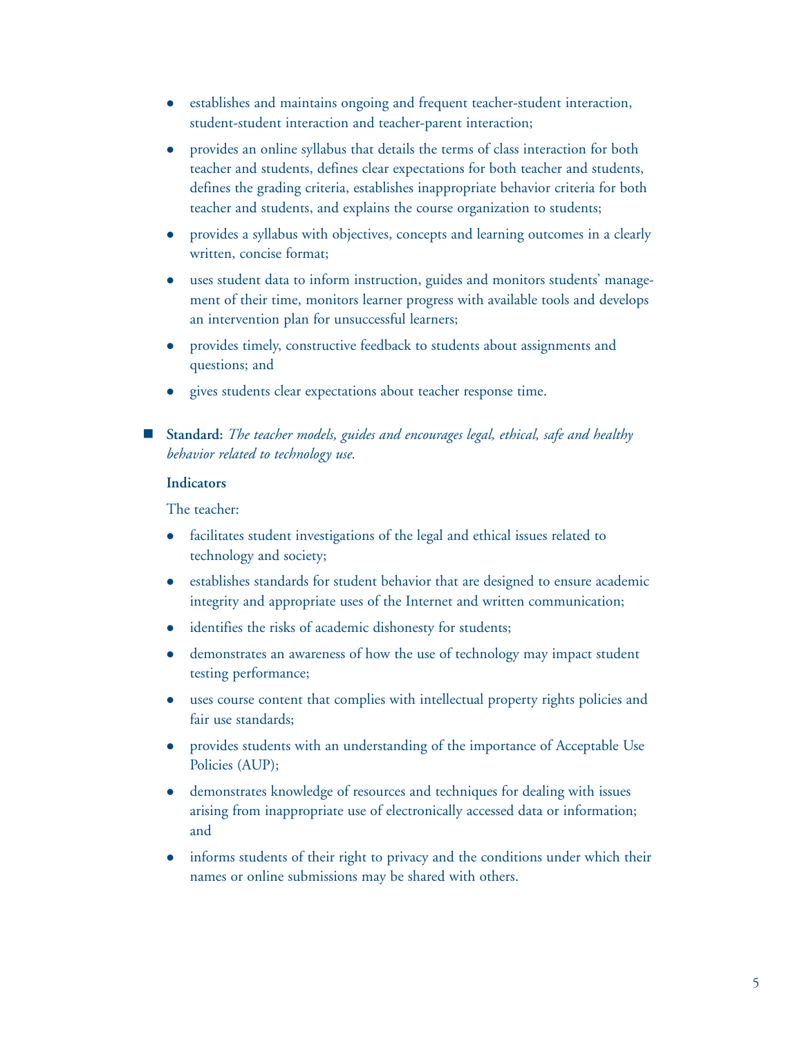- establishes and maintains ongoing and frequent teacher-student interaction, student-student interaction and teacher-parent interaction;
- provides an online syllabus that details the terms of class interaction for both teacher and students, defines clear expectations for both teacher and students, defines the grading criteria, establishes inappropriate behavior criteria for both teacher and students, and explains the course organization to students;
- provides a syllabus with objectives, concepts and learning outcomes in a clearly written, concise format;
- uses student data to inform instruction, guides and monitors students' management of their time, monitors learner progress with available tools and develops an intervention plan for unsuccessful learners;
- provides timely, constructive feedback to students about assignments and questions; and
- gives students clear expectations about teacher response time.

■ **Standard:** *The teacher models, guides and encourages legal, ethical, safe and healthy behavior related to technology use.*

**Indicators**

The teacher:

- facilitates student investigations of the legal and ethical issues related to technology and society;
- establishes standards for student behavior that are designed to ensure academic integrity and appropriate uses of the Internet and written communication;
- identifies the risks of academic dishonesty for students;
- demonstrates an awareness of how the use of technology may impact student testing performance;
- uses course content that complies with intellectual property rights policies and fair use standards;
- provides students with an understanding of the importance of Acceptable Use Policies (AUP);
- demonstrates knowledge of resources and techniques for dealing with issues arising from inappropriate use of electronically accessed data or information; and
- informs students of their right to privacy and the conditions under which their names or online submissions may be shared with others.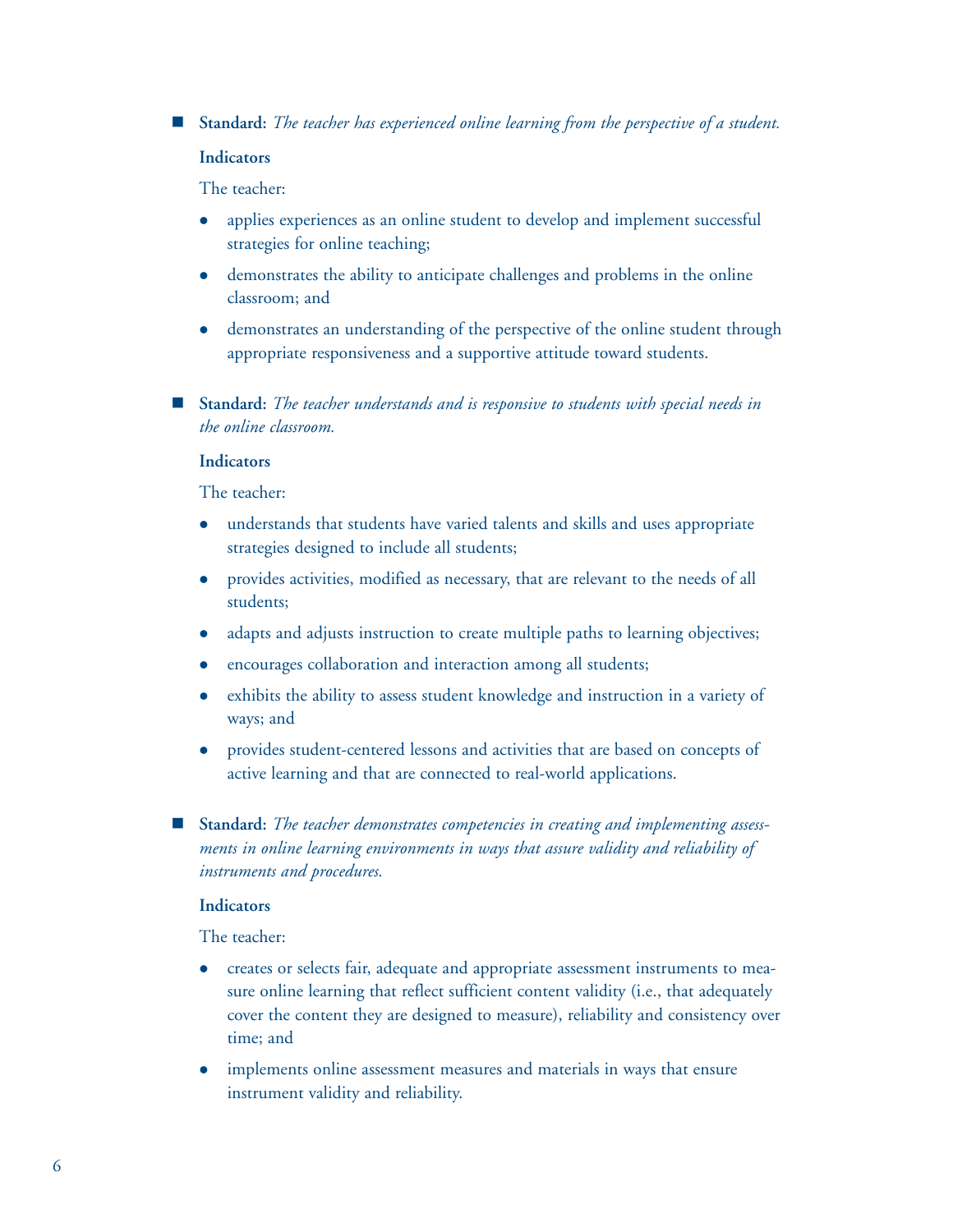- **Standard:** *The teacher has experienced online learning from the perspective of a student.*

  **Indicators**

  The teacher:

  - applies experiences as an online student to develop and implement successful strategies for online teaching;
  - demonstrates the ability to anticipate challenges and problems in the online classroom; and
  - demonstrates an understanding of the perspective of the online student through appropriate responsiveness and a supportive attitude toward students.

- **Standard:** *The teacher understands and is responsive to students with special needs in the online classroom.*

  **Indicators**

  The teacher:

  - understands that students have varied talents and skills and uses appropriate strategies designed to include all students;
  - provides activities, modified as necessary, that are relevant to the needs of all students;
  - adapts and adjusts instruction to create multiple paths to learning objectives;
  - encourages collaboration and interaction among all students;
  - exhibits the ability to assess student knowledge and instruction in a variety of ways; and
  - provides student-centered lessons and activities that are based on concepts of active learning and that are connected to real-world applications.

- **Standard:** *The teacher demonstrates competencies in creating and implementing assessments in online learning environments in ways that assure validity and reliability of instruments and procedures.*

  **Indicators**

  The teacher:

  - creates or selects fair, adequate and appropriate assessment instruments to measure online learning that reflect sufficient content validity (i.e., that adequately cover the content they are designed to measure), reliability and consistency over time; and
  - implements online assessment measures and materials in ways that ensure instrument validity and reliability.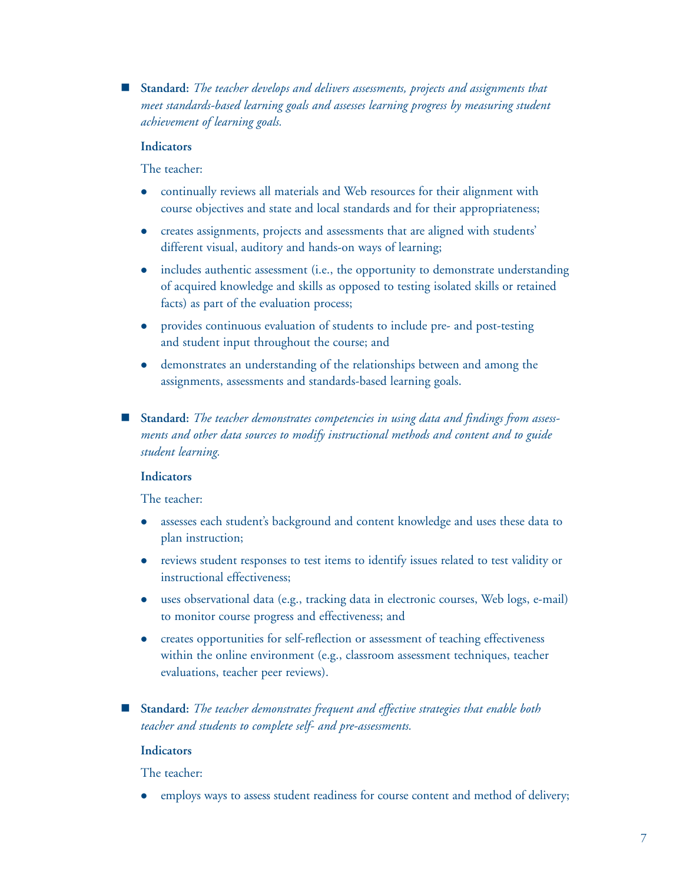- **Standard:** *The teacher develops and delivers assessments, projects and assignments that meet standards-based learning goals and assesses learning progress by measuring student achievement of learning goals.*

  **Indicators**

  The teacher:

  - continually reviews all materials and Web resources for their alignment with course objectives and state and local standards and for their appropriateness;
  - creates assignments, projects and assessments that are aligned with students' different visual, auditory and hands-on ways of learning;
  - includes authentic assessment (i.e., the opportunity to demonstrate understanding of acquired knowledge and skills as opposed to testing isolated skills or retained facts) as part of the evaluation process;
  - provides continuous evaluation of students to include pre- and post-testing and student input throughout the course; and
  - demonstrates an understanding of the relationships between and among the assignments, assessments and standards-based learning goals.

- **Standard:** *The teacher demonstrates competencies in using data and findings from assessments and other data sources to modify instructional methods and content and to guide student learning.*

  **Indicators**

  The teacher:

  - assesses each student's background and content knowledge and uses these data to plan instruction;
  - reviews student responses to test items to identify issues related to test validity or instructional effectiveness;
  - uses observational data (e.g., tracking data in electronic courses, Web logs, e-mail) to monitor course progress and effectiveness; and
  - creates opportunities for self-reflection or assessment of teaching effectiveness within the online environment (e.g., classroom assessment techniques, teacher evaluations, teacher peer reviews).

- **Standard:** *The teacher demonstrates frequent and effective strategies that enable both teacher and students to complete self- and pre-assessments.*

  **Indicators**

  The teacher:

  - employs ways to assess student readiness for course content and method of delivery;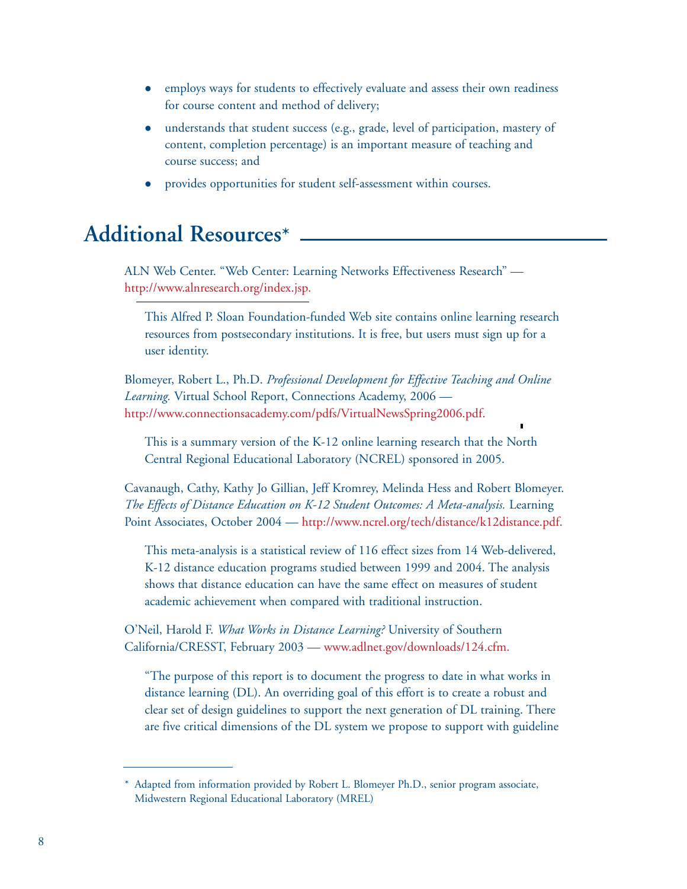- employs ways for students to effectively evaluate and assess their own readiness for course content and method of delivery;
- understands that student success (e.g., grade, level of participation, mastery of content, completion percentage) is an important measure of teaching and course success; and
- provides opportunities for student self-assessment within courses.

## Additional Resources*

ALN Web Center. "Web Center: Learning Networks Effectiveness Research" — http://www.alnresearch.org/index.jsp.

This Alfred P. Sloan Foundation-funded Web site contains online learning research resources from postsecondary institutions. It is free, but users must sign up for a user identity.

Blomeyer, Robert L., Ph.D. *Professional Development for Effective Teaching and Online Learning.* Virtual School Report, Connections Academy, 2006 — http://www.connectionsacademy.com/pdfs/VirtualNewsSpring2006.pdf.

This is a summary version of the K-12 online learning research that the North Central Regional Educational Laboratory (NCREL) sponsored in 2005.

Cavanaugh, Cathy, Kathy Jo Gillian, Jeff Kromrey, Melinda Hess and Robert Blomeyer. *The Effects of Distance Education on K-12 Student Outcomes: A Meta-analysis.* Learning Point Associates, October 2004 — http://www.ncrel.org/tech/distance/k12distance.pdf.

This meta-analysis is a statistical review of 116 effect sizes from 14 Web-delivered, K-12 distance education programs studied between 1999 and 2004. The analysis shows that distance education can have the same effect on measures of student academic achievement when compared with traditional instruction.

O'Neil, Harold F. *What Works in Distance Learning?* University of Southern California/CRESST, February 2003 — www.adlnet.gov/downloads/124.cfm.

"The purpose of this report is to document the progress to date in what works in distance learning (DL). An overriding goal of this effort is to create a robust and clear set of design guidelines to support the next generation of DL training. There are five critical dimensions of the DL system we propose to support with guideline

---

* Adapted from information provided by Robert L. Blomeyer Ph.D., senior program associate, Midwestern Regional Educational Laboratory (MREL)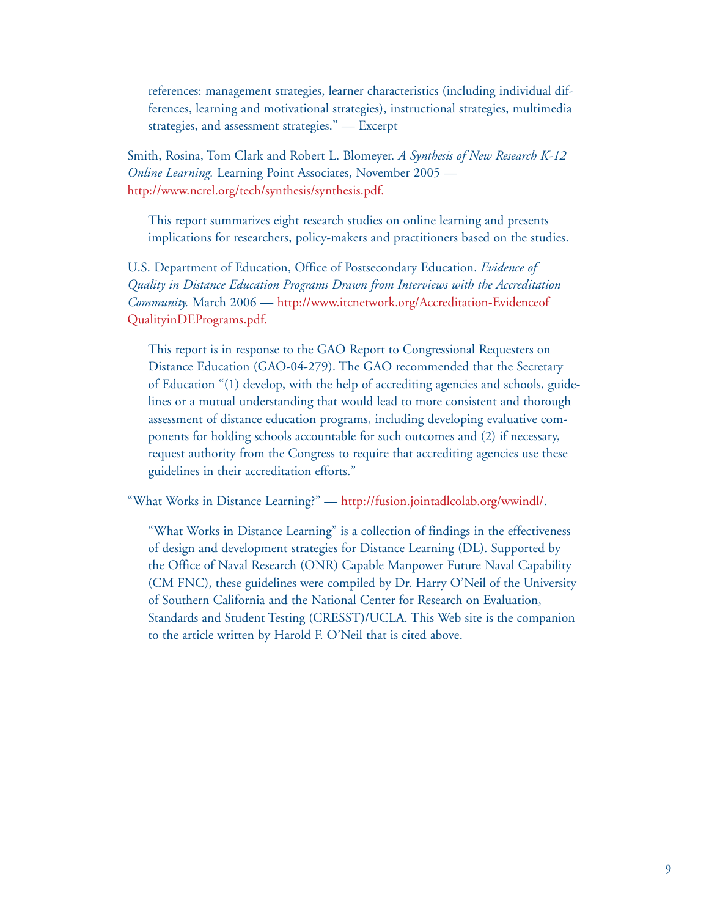references: management strategies, learner characteristics (including individual differences, learning and motivational strategies), instructional strategies, multimedia strategies, and assessment strategies." — Excerpt

Smith, Rosina, Tom Clark and Robert L. Blomeyer. *A Synthesis of New Research K-12 Online Learning.* Learning Point Associates, November 2005 — http://www.ncrel.org/tech/synthesis/synthesis.pdf.

> This report summarizes eight research studies on online learning and presents implications for researchers, policy-makers and practitioners based on the studies.

U.S. Department of Education, Office of Postsecondary Education. *Evidence of Quality in Distance Education Programs Drawn from Interviews with the Accreditation Community.* March 2006 — http://www.itcnetwork.org/Accreditation-EvidenceofQualityinDEPrograms.pdf.

> This report is in response to the GAO Report to Congressional Requesters on Distance Education (GAO-04-279). The GAO recommended that the Secretary of Education "(1) develop, with the help of accrediting agencies and schools, guidelines or a mutual understanding that would lead to more consistent and thorough assessment of distance education programs, including developing evaluative components for holding schools accountable for such outcomes and (2) if necessary, request authority from the Congress to require that accrediting agencies use these guidelines in their accreditation efforts."

"What Works in Distance Learning?" — http://fusion.jointadlcolab.org/wwindl/.

> "What Works in Distance Learning" is a collection of findings in the effectiveness of design and development strategies for Distance Learning (DL). Supported by the Office of Naval Research (ONR) Capable Manpower Future Naval Capability (CM FNC), these guidelines were compiled by Dr. Harry O'Neil of the University of Southern California and the National Center for Research on Evaluation, Standards and Student Testing (CRESST)/UCLA. This Web site is the companion to the article written by Harold F. O'Neil that is cited above.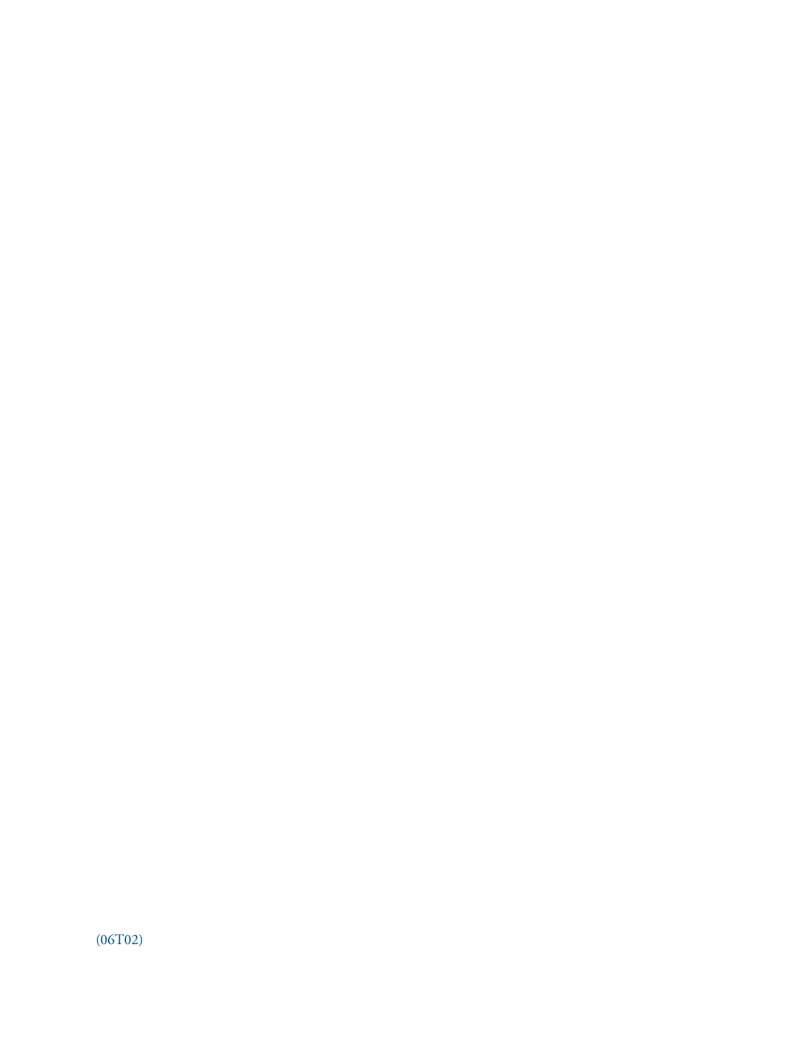(06T02)